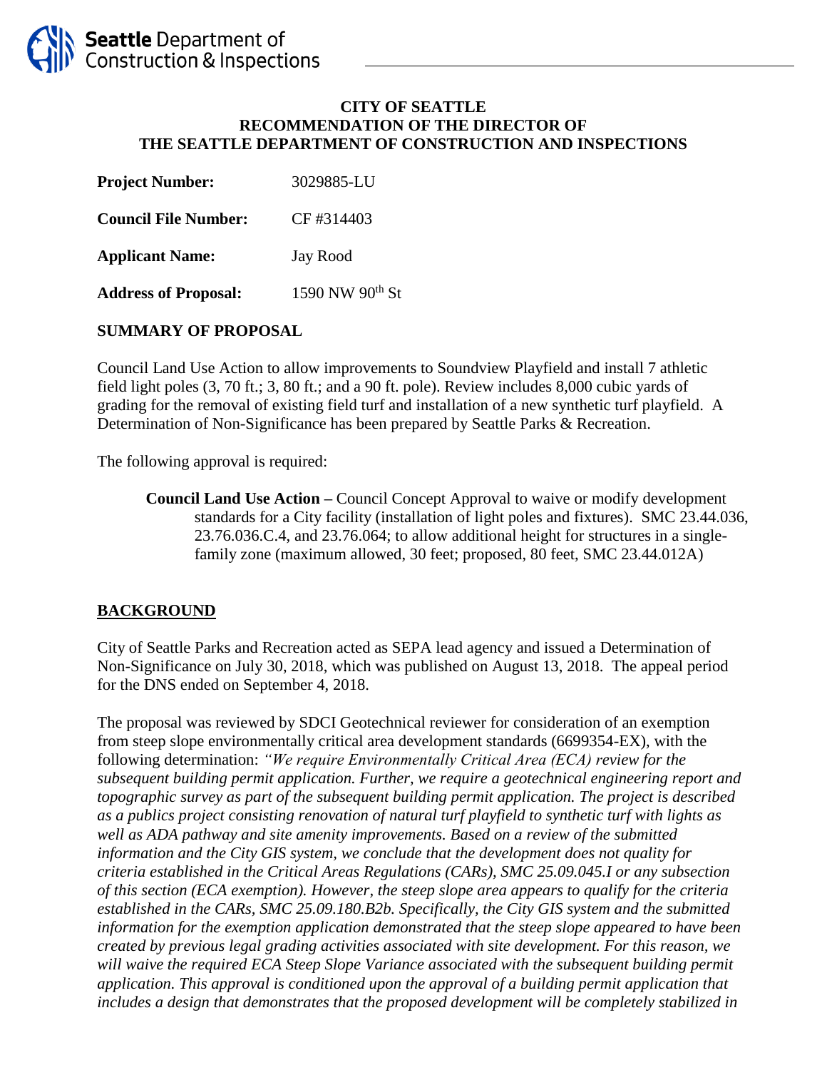Seattle Department of Construction & Inspections

**CITY OF SEATTLE**
**RECOMMENDATION OF THE DIRECTOR OF**
**THE SEATTLE DEPARTMENT OF CONSTRUCTION AND INSPECTIONS**

**Project Number:** 3029885-LU

**Council File Number:** CF #314403

**Applicant Name:** Jay Rood

**Address of Proposal:** 1590 NW 90th St

## SUMMARY OF PROPOSAL

Council Land Use Action to allow improvements to Soundview Playfield and install 7 athletic field light poles (3, 70 ft.; 3, 80 ft.; and a 90 ft. pole). Review includes 8,000 cubic yards of grading for the removal of existing field turf and installation of a new synthetic turf playfield. A Determination of Non-Significance has been prepared by Seattle Parks & Recreation.

The following approval is required:

> **Council Land Use Action –** Council Concept Approval to waive or modify development standards for a City facility (installation of light poles and fixtures). SMC 23.44.036, 23.76.036.C.4, and 23.76.064; to allow additional height for structures in a single-family zone (maximum allowed, 30 feet; proposed, 80 feet, SMC 23.44.012A)

## BACKGROUND

City of Seattle Parks and Recreation acted as SEPA lead agency and issued a Determination of Non-Significance on July 30, 2018, which was published on August 13, 2018. The appeal period for the DNS ended on September 4, 2018.

The proposal was reviewed by SDCI Geotechnical reviewer for consideration of an exemption from steep slope environmentally critical area development standards (6699354-EX), with the following determination: *"We require Environmentally Critical Area (ECA) review for the subsequent building permit application. Further, we require a geotechnical engineering report and topographic survey as part of the subsequent building permit application. The project is described as a publics project consisting renovation of natural turf playfield to synthetic turf with lights as well as ADA pathway and site amenity improvements. Based on a review of the submitted information and the City GIS system, we conclude that the development does not quality for criteria established in the Critical Areas Regulations (CARs), SMC 25.09.045.I or any subsection of this section (ECA exemption). However, the steep slope area appears to qualify for the criteria established in the CARs, SMC 25.09.180.B2b. Specifically, the City GIS system and the submitted information for the exemption application demonstrated that the steep slope appeared to have been created by previous legal grading activities associated with site development. For this reason, we will waive the required ECA Steep Slope Variance associated with the subsequent building permit application. This approval is conditioned upon the approval of a building permit application that includes a design that demonstrates that the proposed development will be completely stabilized in*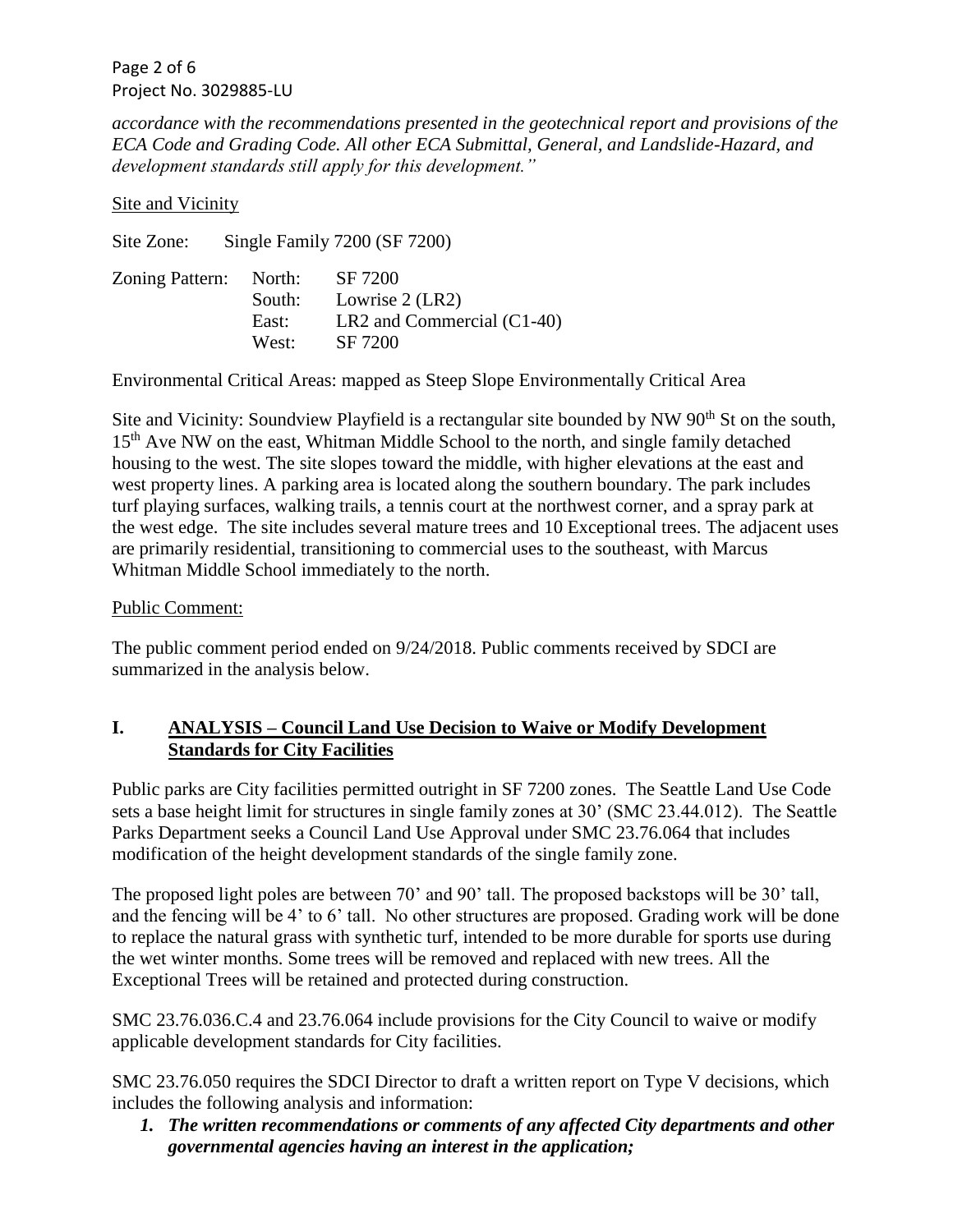*accordance with the recommendations presented in the geotechnical report and provisions of the ECA Code and Grading Code. All other ECA Submittal, General, and Landslide-Hazard, and development standards still apply for this development."*

Site and Vicinity

Site Zone: Single Family 7200 (SF 7200)

| Zoning Pattern: | North: | SF 7200 |
|---|---|---|
| | South: | Lowrise 2 (LR2) |
| | East: | LR2 and Commercial (C1-40) |
| | West: | SF 7200 |

Environmental Critical Areas: mapped as Steep Slope Environmentally Critical Area

Site and Vicinity: Soundview Playfield is a rectangular site bounded by NW 90th St on the south, 15th Ave NW on the east, Whitman Middle School to the north, and single family detached housing to the west. The site slopes toward the middle, with higher elevations at the east and west property lines. A parking area is located along the southern boundary. The park includes turf playing surfaces, walking trails, a tennis court at the northwest corner, and a spray park at the west edge. The site includes several mature trees and 10 Exceptional trees. The adjacent uses are primarily residential, transitioning to commercial uses to the southeast, with Marcus Whitman Middle School immediately to the north.

Public Comment:

The public comment period ended on 9/24/2018. Public comments received by SDCI are summarized in the analysis below.

## I. ANALYSIS – Council Land Use Decision to Waive or Modify Development Standards for City Facilities

Public parks are City facilities permitted outright in SF 7200 zones. The Seattle Land Use Code sets a base height limit for structures in single family zones at 30' (SMC 23.44.012). The Seattle Parks Department seeks a Council Land Use Approval under SMC 23.76.064 that includes modification of the height development standards of the single family zone.

The proposed light poles are between 70' and 90' tall. The proposed backstops will be 30' tall, and the fencing will be 4' to 6' tall. No other structures are proposed. Grading work will be done to replace the natural grass with synthetic turf, intended to be more durable for sports use during the wet winter months. Some trees will be removed and replaced with new trees. All the Exceptional Trees will be retained and protected during construction.

SMC 23.76.036.C.4 and 23.76.064 include provisions for the City Council to waive or modify applicable development standards for City facilities.

SMC 23.76.050 requires the SDCI Director to draft a written report on Type V decisions, which includes the following analysis and information:

1. ***The written recommendations or comments of any affected City departments and other governmental agencies having an interest in the application;***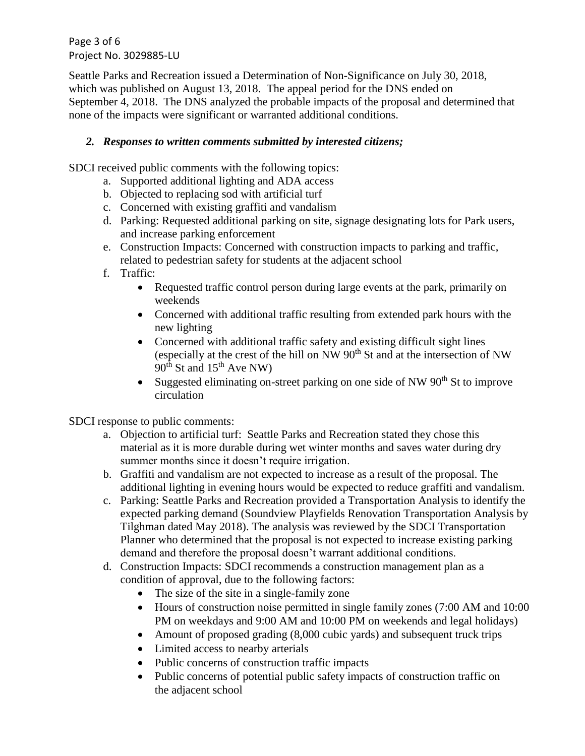Seattle Parks and Recreation issued a Determination of Non-Significance on July 30, 2018, which was published on August 13, 2018. The appeal period for the DNS ended on September 4, 2018. The DNS analyzed the probable impacts of the proposal and determined that none of the impacts were significant or warranted additional conditions.

***2. Responses to written comments submitted by interested citizens;***

SDCI received public comments with the following topics:

a. Supported additional lighting and ADA access
b. Objected to replacing sod with artificial turf
c. Concerned with existing graffiti and vandalism
d. Parking: Requested additional parking on site, signage designating lots for Park users, and increase parking enforcement
e. Construction Impacts: Concerned with construction impacts to parking and traffic, related to pedestrian safety for students at the adjacent school
f. Traffic:
    - Requested traffic control person during large events at the park, primarily on weekends
    - Concerned with additional traffic resulting from extended park hours with the new lighting
    - Concerned with additional traffic safety and existing difficult sight lines (especially at the crest of the hill on NW 90th St and at the intersection of NW 90th St and 15th Ave NW)
    - Suggested eliminating on-street parking on one side of NW 90th St to improve circulation

SDCI response to public comments:

a. Objection to artificial turf: Seattle Parks and Recreation stated they chose this material as it is more durable during wet winter months and saves water during dry summer months since it doesn't require irrigation.
b. Graffiti and vandalism are not expected to increase as a result of the proposal. The additional lighting in evening hours would be expected to reduce graffiti and vandalism.
c. Parking: Seattle Parks and Recreation provided a Transportation Analysis to identify the expected parking demand (Soundview Playfields Renovation Transportation Analysis by Tilghman dated May 2018). The analysis was reviewed by the SDCI Transportation Planner who determined that the proposal is not expected to increase existing parking demand and therefore the proposal doesn't warrant additional conditions.
d. Construction Impacts: SDCI recommends a construction management plan as a condition of approval, due to the following factors:
    - The size of the site in a single-family zone
    - Hours of construction noise permitted in single family zones (7:00 AM and 10:00 PM on weekdays and 9:00 AM and 10:00 PM on weekends and legal holidays)
    - Amount of proposed grading (8,000 cubic yards) and subsequent truck trips
    - Limited access to nearby arterials
    - Public concerns of construction traffic impacts
    - Public concerns of potential public safety impacts of construction traffic on the adjacent school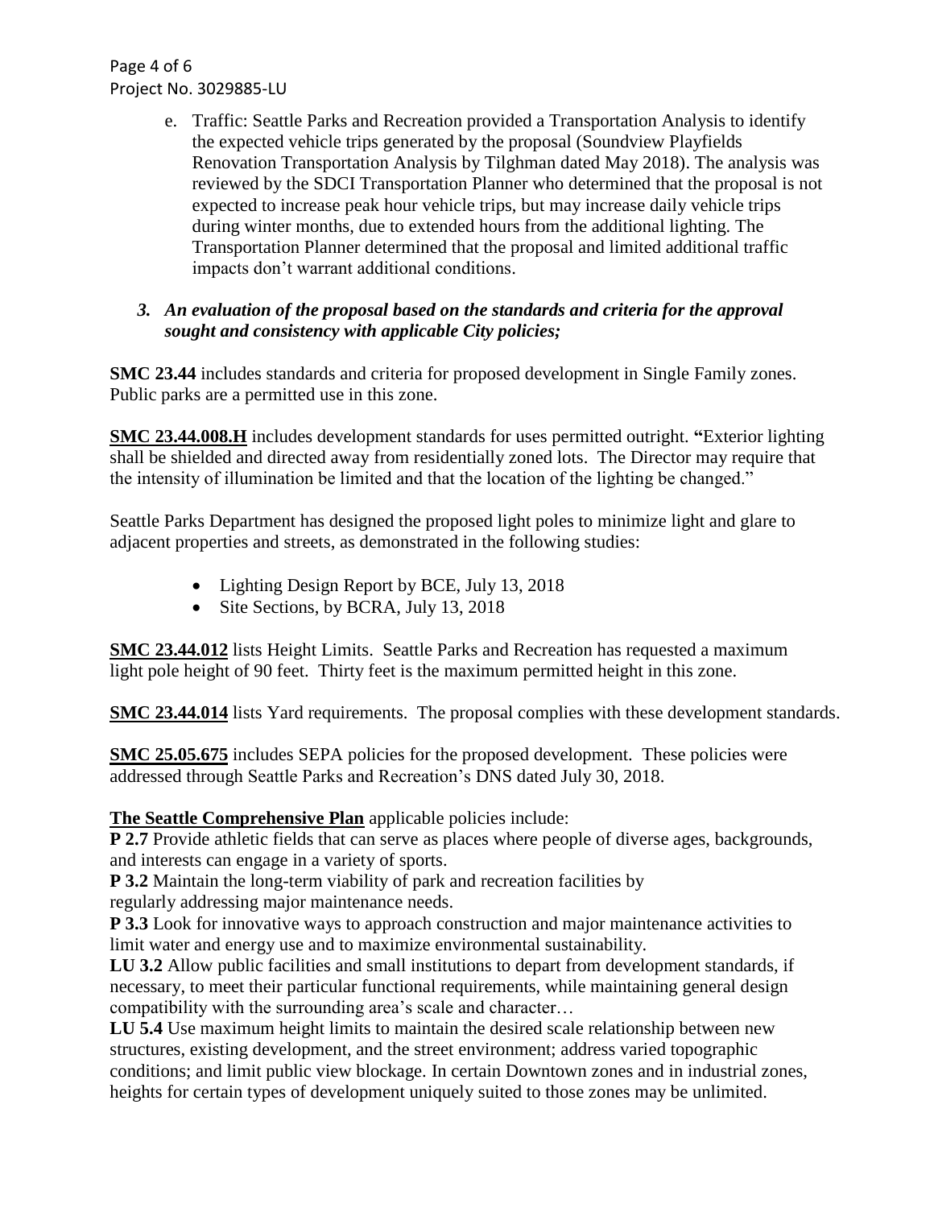e. Traffic: Seattle Parks and Recreation provided a Transportation Analysis to identify the expected vehicle trips generated by the proposal (Soundview Playfields Renovation Transportation Analysis by Tilghman dated May 2018). The analysis was reviewed by the SDCI Transportation Planner who determined that the proposal is not expected to increase peak hour vehicle trips, but may increase daily vehicle trips during winter months, due to extended hours from the additional lighting. The Transportation Planner determined that the proposal and limited additional traffic impacts don't warrant additional conditions.

### *3. An evaluation of the proposal based on the standards and criteria for the approval sought and consistency with applicable City policies;*

**SMC 23.44** includes standards and criteria for proposed development in Single Family zones. Public parks are a permitted use in this zone.

**SMC 23.44.008.H** includes development standards for uses permitted outright. **"**Exterior lighting shall be shielded and directed away from residentially zoned lots. The Director may require that the intensity of illumination be limited and that the location of the lighting be changed."

Seattle Parks Department has designed the proposed light poles to minimize light and glare to adjacent properties and streets, as demonstrated in the following studies:

- Lighting Design Report by BCE, July 13, 2018
- Site Sections, by BCRA, July 13, 2018

**SMC 23.44.012** lists Height Limits. Seattle Parks and Recreation has requested a maximum light pole height of 90 feet. Thirty feet is the maximum permitted height in this zone.

**SMC 23.44.014** lists Yard requirements. The proposal complies with these development standards.

**SMC 25.05.675** includes SEPA policies for the proposed development. These policies were addressed through Seattle Parks and Recreation's DNS dated July 30, 2018.

**The Seattle Comprehensive Plan** applicable policies include:

**P 2.7** Provide athletic fields that can serve as places where people of diverse ages, backgrounds, and interests can engage in a variety of sports.

**P 3.2** Maintain the long-term viability of park and recreation facilities by regularly addressing major maintenance needs.

**P 3.3** Look for innovative ways to approach construction and major maintenance activities to limit water and energy use and to maximize environmental sustainability.

**LU 3.2** Allow public facilities and small institutions to depart from development standards, if necessary, to meet their particular functional requirements, while maintaining general design compatibility with the surrounding area's scale and character…

**LU 5.4** Use maximum height limits to maintain the desired scale relationship between new structures, existing development, and the street environment; address varied topographic conditions; and limit public view blockage. In certain Downtown zones and in industrial zones, heights for certain types of development uniquely suited to those zones may be unlimited.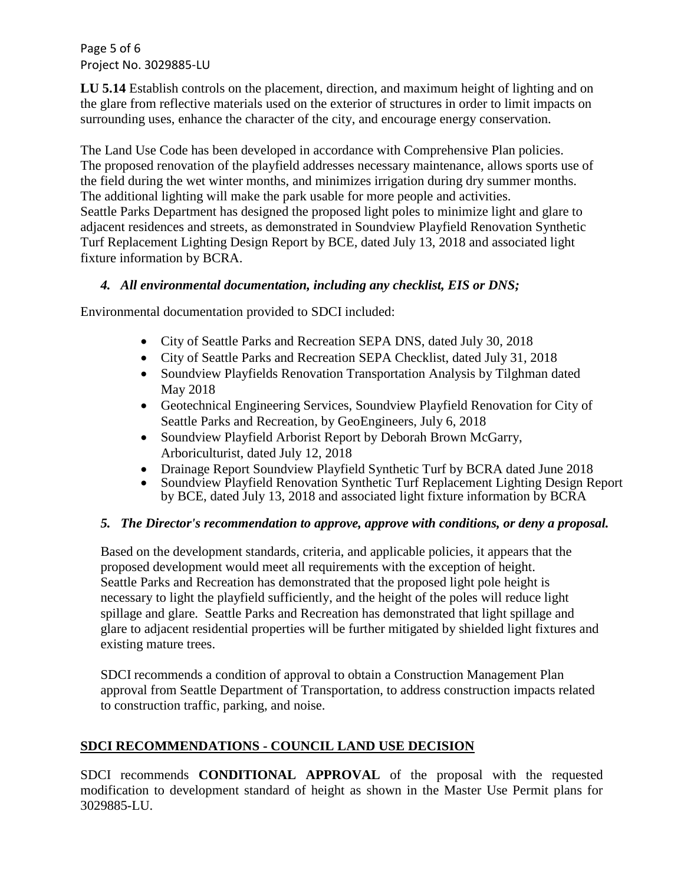**LU 5.14** Establish controls on the placement, direction, and maximum height of lighting and on the glare from reflective materials used on the exterior of structures in order to limit impacts on surrounding uses, enhance the character of the city, and encourage energy conservation.

The Land Use Code has been developed in accordance with Comprehensive Plan policies. The proposed renovation of the playfield addresses necessary maintenance, allows sports use of the field during the wet winter months, and minimizes irrigation during dry summer months. The additional lighting will make the park usable for more people and activities. Seattle Parks Department has designed the proposed light poles to minimize light and glare to adjacent residences and streets, as demonstrated in Soundview Playfield Renovation Synthetic Turf Replacement Lighting Design Report by BCE, dated July 13, 2018 and associated light fixture information by BCRA.

### *4. All environmental documentation, including any checklist, EIS or DNS;*

Environmental documentation provided to SDCI included:

- City of Seattle Parks and Recreation SEPA DNS, dated July 30, 2018
- City of Seattle Parks and Recreation SEPA Checklist, dated July 31, 2018
- Soundview Playfields Renovation Transportation Analysis by Tilghman dated May 2018
- Geotechnical Engineering Services, Soundview Playfield Renovation for City of Seattle Parks and Recreation, by GeoEngineers, July 6, 2018
- Soundview Playfield Arborist Report by Deborah Brown McGarry, Arboriculturist, dated July 12, 2018
- Drainage Report Soundview Playfield Synthetic Turf by BCRA dated June 2018
- Soundview Playfield Renovation Synthetic Turf Replacement Lighting Design Report by BCE, dated July 13, 2018 and associated light fixture information by BCRA

### *5. The Director's recommendation to approve, approve with conditions, or deny a proposal.*

Based on the development standards, criteria, and applicable policies, it appears that the proposed development would meet all requirements with the exception of height. Seattle Parks and Recreation has demonstrated that the proposed light pole height is necessary to light the playfield sufficiently, and the height of the poles will reduce light spillage and glare. Seattle Parks and Recreation has demonstrated that light spillage and glare to adjacent residential properties will be further mitigated by shielded light fixtures and existing mature trees.

SDCI recommends a condition of approval to obtain a Construction Management Plan approval from Seattle Department of Transportation, to address construction impacts related to construction traffic, parking, and noise.

## SDCI RECOMMENDATIONS - COUNCIL LAND USE DECISION

SDCI recommends **CONDITIONAL APPROVAL** of the proposal with the requested modification to development standard of height as shown in the Master Use Permit plans for 3029885-LU.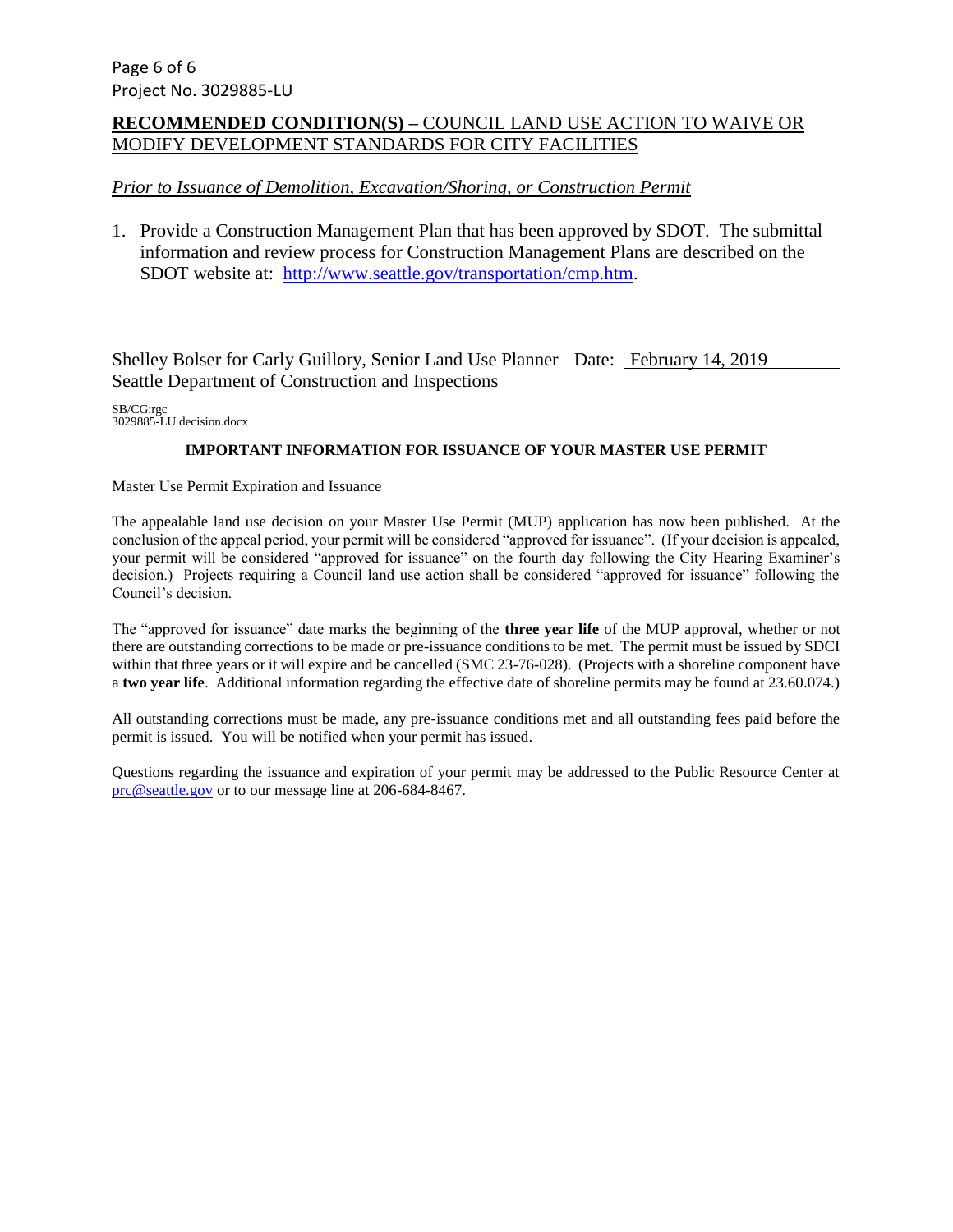## RECOMMENDED CONDITION(S) – COUNCIL LAND USE ACTION TO WAIVE OR MODIFY DEVELOPMENT STANDARDS FOR CITY FACILITIES

*Prior to Issuance of Demolition, Excavation/Shoring, or Construction Permit*

1. Provide a Construction Management Plan that has been approved by SDOT. The submittal information and review process for Construction Management Plans are described on the SDOT website at: [http://www.seattle.gov/transportation/cmp.htm](http://www.seattle.gov/transportation/cmp.htm).

Shelley Bolser for Carly Guillory, Senior Land Use Planner    Date: February 14, 2019
Seattle Department of Construction and Inspections

SB/CG:rgc
3029885-LU decision.docx

**IMPORTANT INFORMATION FOR ISSUANCE OF YOUR MASTER USE PERMIT**

Master Use Permit Expiration and Issuance

The appealable land use decision on your Master Use Permit (MUP) application has now been published. At the conclusion of the appeal period, your permit will be considered "approved for issuance". (If your decision is appealed, your permit will be considered "approved for issuance" on the fourth day following the City Hearing Examiner's decision.) Projects requiring a Council land use action shall be considered "approved for issuance" following the Council's decision.

The "approved for issuance" date marks the beginning of the **three year life** of the MUP approval, whether or not there are outstanding corrections to be made or pre-issuance conditions to be met. The permit must be issued by SDCI within that three years or it will expire and be cancelled (SMC 23-76-028). (Projects with a shoreline component have a **two year life**. Additional information regarding the effective date of shoreline permits may be found at 23.60.074.)

All outstanding corrections must be made, any pre-issuance conditions met and all outstanding fees paid before the permit is issued. You will be notified when your permit has issued.

Questions regarding the issuance and expiration of your permit may be addressed to the Public Resource Center at [prc@seattle.gov](mailto:prc@seattle.gov) or to our message line at 206-684-8467.